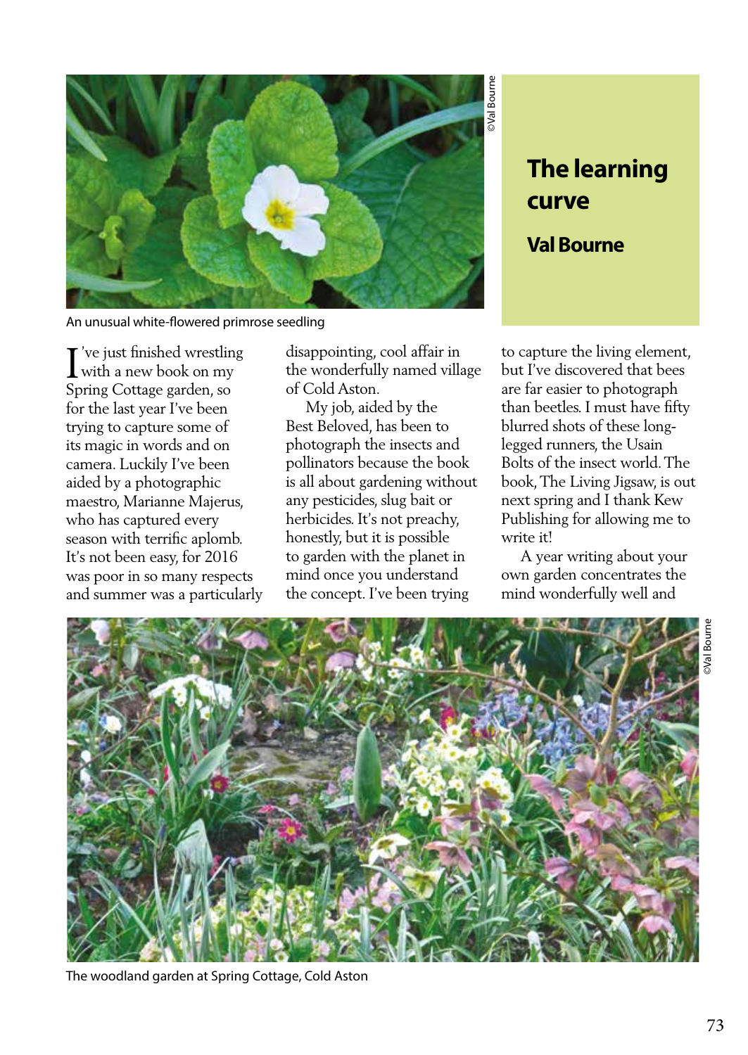# The learning curve

## Val Bourne

An unusual white-flowered primrose seedling

I've just finished wrestling with a new book on my Spring Cottage garden, so for the last year I've been trying to capture some of its magic in words and on camera. Luckily I've been aided by a photographic maestro, Marianne Majerus, who has captured every season with terrific aplomb. It's not been easy, for 2016 was poor in so many respects and summer was a particularly disappointing, cool affair in the wonderfully named village of Cold Aston.

My job, aided by the Best Beloved, has been to photograph the insects and pollinators because the book is all about gardening without any pesticides, slug bait or herbicides. It's not preachy, honestly, but it is possible to garden with the planet in mind once you understand the concept. I've been trying to capture the living element, but I've discovered that bees are far easier to photograph than beetles. I must have fifty blurred shots of these long-legged runners, the Usain Bolts of the insect world. The book, The Living Jigsaw, is out next spring and I thank Kew Publishing for allowing me to write it!

A year writing about your own garden concentrates the mind wonderfully well and

The woodland garden at Spring Cottage, Cold Aston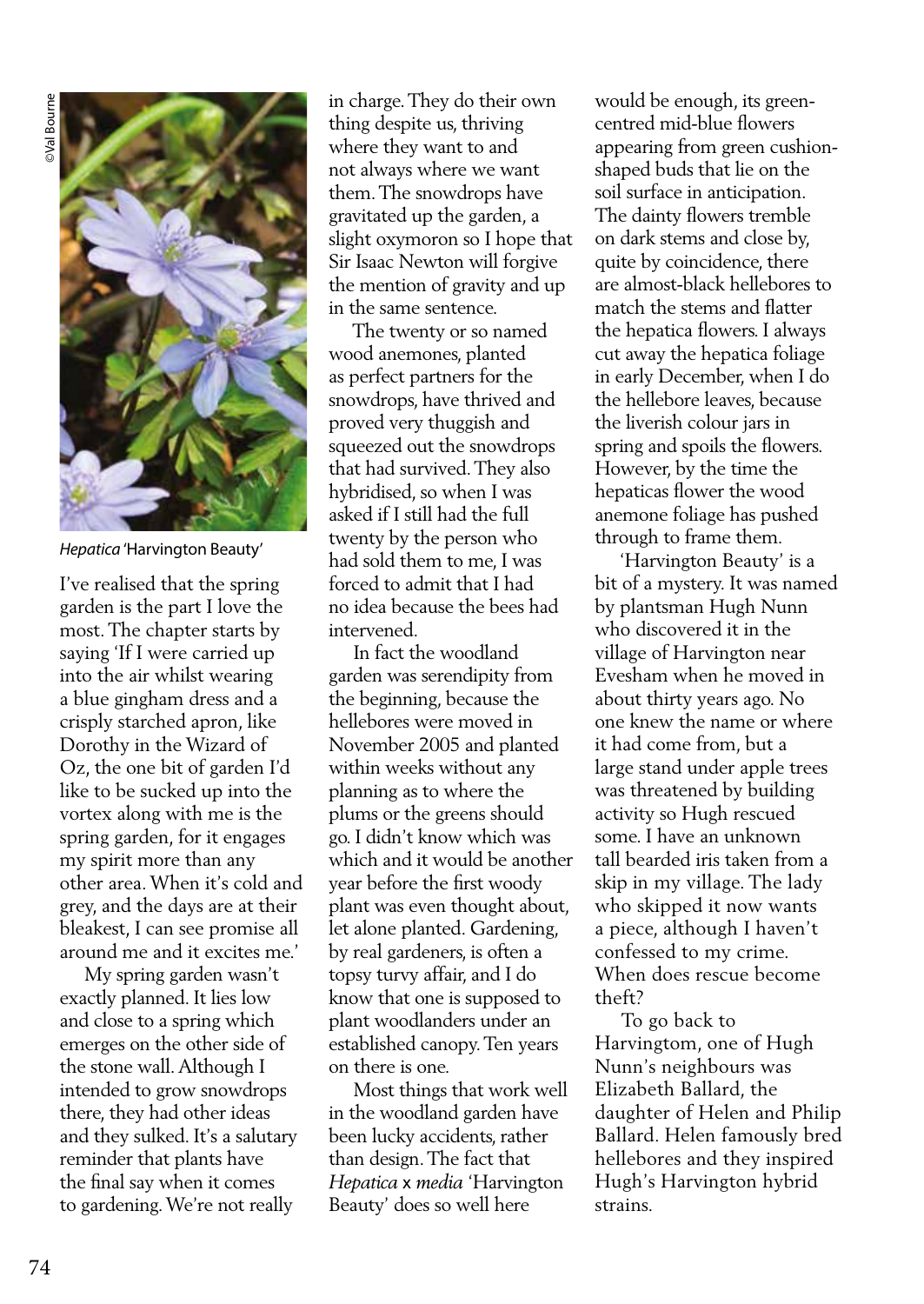©Val Bourne

*Hepatica* 'Harvington Beauty'

I've realised that the spring garden is the part I love the most. The chapter starts by saying 'If I were carried up into the air whilst wearing a blue gingham dress and a crisply starched apron, like Dorothy in the Wizard of Oz, the one bit of garden I'd like to be sucked up into the vortex along with me is the spring garden, for it engages my spirit more than any other area. When it's cold and grey, and the days are at their bleakest, I can see promise all around me and it excites me.'

My spring garden wasn't exactly planned. It lies low and close to a spring which emerges on the other side of the stone wall. Although I intended to grow snowdrops there, they had other ideas and they sulked. It's a salutary reminder that plants have the final say when it comes to gardening. We're not really in charge. They do their own thing despite us, thriving where they want to and not always where we want them. The snowdrops have gravitated up the garden, a slight oxymoron so I hope that Sir Isaac Newton will forgive the mention of gravity and up in the same sentence.

The twenty or so named wood anemones, planted as perfect partners for the snowdrops, have thrived and proved very thuggish and squeezed out the snowdrops that had survived. They also hybridised, so when I was asked if I still had the full twenty by the person who had sold them to me, I was forced to admit that I had no idea because the bees had intervened.

In fact the woodland garden was serendipity from the beginning, because the hellebores were moved in November 2005 and planted within weeks without any planning as to where the plums or the greens should go. I didn't know which was which and it would be another year before the first woody plant was even thought about, let alone planted. Gardening, by real gardeners, is often a topsy turvy affair, and I do know that one is supposed to plant woodlanders under an established canopy. Ten years on there is one.

Most things that work well in the woodland garden have been lucky accidents, rather than design. The fact that *Hepatica* x *media* 'Harvington Beauty' does so well here would be enough, its green-centred mid-blue flowers appearing from green cushion-shaped buds that lie on the soil surface in anticipation. The dainty flowers tremble on dark stems and close by, quite by coincidence, there are almost-black hellebores to match the stems and flatter the hepatica flowers. I always cut away the hepatica foliage in early December, when I do the hellebore leaves, because the liverish colour jars in spring and spoils the flowers. However, by the time the hepaticas flower the wood anemone foliage has pushed through to frame them.

'Harvington Beauty' is a bit of a mystery. It was named by plantsman Hugh Nunn who discovered it in the village of Harvington near Evesham when he moved in about thirty years ago. No one knew the name or where it had come from, but a large stand under apple trees was threatened by building activity so Hugh rescued some. I have an unknown tall bearded iris taken from a skip in my village. The lady who skipped it now wants a piece, although I haven't confessed to my crime. When does rescue become theft?

To go back to Harvingtom, one of Hugh Nunn's neighbours was Elizabeth Ballard, the daughter of Helen and Philip Ballard. Helen famously bred hellebores and they inspired Hugh's Harvington hybrid strains.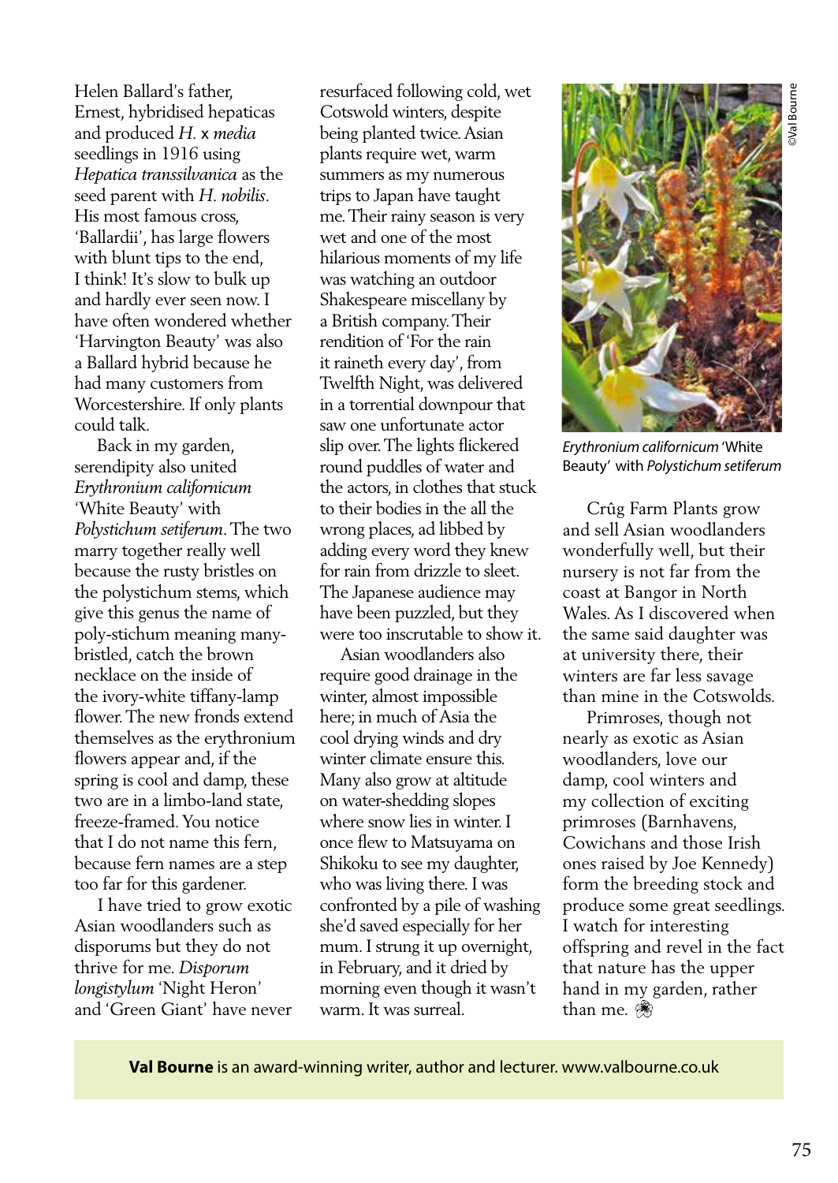Helen Ballard's father, Ernest, hybridised hepaticas and produced *H.* x *media* seedlings in 1916 using *Hepatica transsilvanica* as the seed parent with *H. nobilis*. His most famous cross, 'Ballardii', has large flowers with blunt tips to the end, I think! It's slow to bulk up and hardly ever seen now. I have often wondered whether 'Harvington Beauty' was also a Ballard hybrid because he had many customers from Worcestershire. If only plants could talk.

Back in my garden, serendipity also united *Erythronium californicum* 'White Beauty' with *Polystichum setiferum*. The two marry together really well because the rusty bristles on the polystichum stems, which give this genus the name of poly-stichum meaning many-bristled, catch the brown necklace on the inside of the ivory-white tiffany-lamp flower. The new fronds extend themselves as the erythronium flowers appear and, if the spring is cool and damp, these two are in a limbo-land state, freeze-framed. You notice that I do not name this fern, because fern names are a step too far for this gardener.

I have tried to grow exotic Asian woodlanders such as disporums but they do not thrive for me. *Disporum longistylum* 'Night Heron' and 'Green Giant' have never resurfaced following cold, wet Cotswold winters, despite being planted twice. Asian plants require wet, warm summers as my numerous trips to Japan have taught me. Their rainy season is very wet and one of the most hilarious moments of my life was watching an outdoor Shakespeare miscellany by a British company. Their rendition of 'For the rain it raineth every day', from Twelfth Night, was delivered in a torrential downpour that saw one unfortunate actor slip over. The lights flickered round puddles of water and the actors, in clothes that stuck to their bodies in the all the wrong places, ad libbed by adding every word they knew for rain from drizzle to sleet. The Japanese audience may have been puzzled, but they were too inscrutable to show it.

Asian woodlanders also require good drainage in the winter, almost impossible here; in much of Asia the cool drying winds and dry winter climate ensure this. Many also grow at altitude on water-shedding slopes where snow lies in winter. I once flew to Matsuyama on Shikoku to see my daughter, who was living there. I was confronted by a pile of washing she'd saved especially for her mum. I strung it up overnight, in February, and it dried by morning even though it wasn't warm. It was surreal.

©Val Bourne

*Erythronium californicum* 'White Beauty' with *Polystichum setiferum*

Crûg Farm Plants grow and sell Asian woodlanders wonderfully well, but their nursery is not far from the coast at Bangor in North Wales. As I discovered when the same said daughter was at university there, their winters are far less savage than mine in the Cotswolds.

Primroses, though not nearly as exotic as Asian woodlanders, love our damp, cool winters and my collection of exciting primroses (Barnhavens, Cowichans and those Irish ones raised by Joe Kennedy) form the breeding stock and produce some great seedlings. I watch for interesting offspring and revel in the fact that nature has the upper hand in my garden, rather than me.

**Val Bourne** is an award-winning writer, author and lecturer. www.valbourne.co.uk